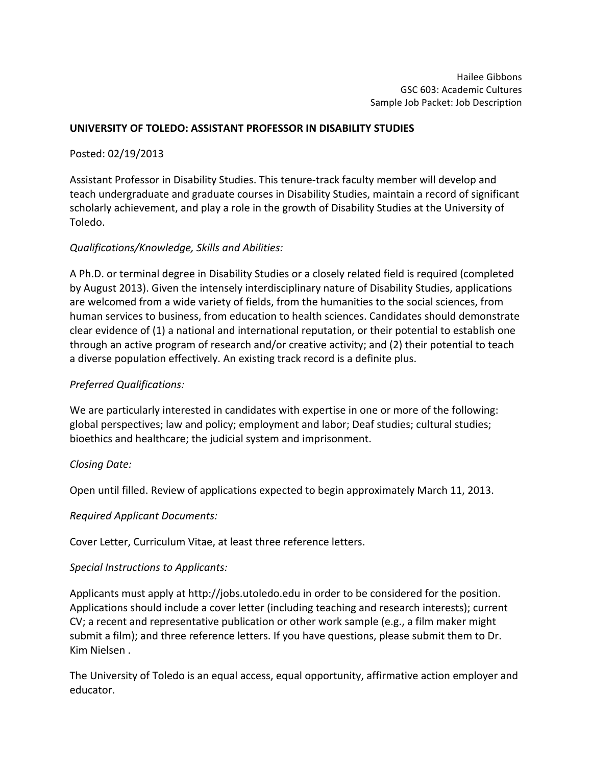Hailee Gibbons
GSC 603: Academic Cultures
Sample Job Packet: Job Description

**UNIVERSITY OF TOLEDO: ASSISTANT PROFESSOR IN DISABILITY STUDIES**

Posted: 02/19/2013

Assistant Professor in Disability Studies. This tenure-track faculty member will develop and teach undergraduate and graduate courses in Disability Studies, maintain a record of significant scholarly achievement, and play a role in the growth of Disability Studies at the University of Toledo.

*Qualifications/Knowledge, Skills and Abilities:*

A Ph.D. or terminal degree in Disability Studies or a closely related field is required (completed by August 2013). Given the intensely interdisciplinary nature of Disability Studies, applications are welcomed from a wide variety of fields, from the humanities to the social sciences, from human services to business, from education to health sciences. Candidates should demonstrate clear evidence of (1) a national and international reputation, or their potential to establish one through an active program of research and/or creative activity; and (2) their potential to teach a diverse population effectively. An existing track record is a definite plus.

*Preferred Qualifications:*

We are particularly interested in candidates with expertise in one or more of the following: global perspectives; law and policy; employment and labor; Deaf studies; cultural studies; bioethics and healthcare; the judicial system and imprisonment.

*Closing Date:*

Open until filled. Review of applications expected to begin approximately March 11, 2013.

*Required Applicant Documents:*

Cover Letter, Curriculum Vitae, at least three reference letters.

*Special Instructions to Applicants:*

Applicants must apply at http://jobs.utoledo.edu in order to be considered for the position. Applications should include a cover letter (including teaching and research interests); current CV; a recent and representative publication or other work sample (e.g., a film maker might submit a film); and three reference letters. If you have questions, please submit them to Dr. Kim Nielsen .

The University of Toledo is an equal access, equal opportunity, affirmative action employer and educator.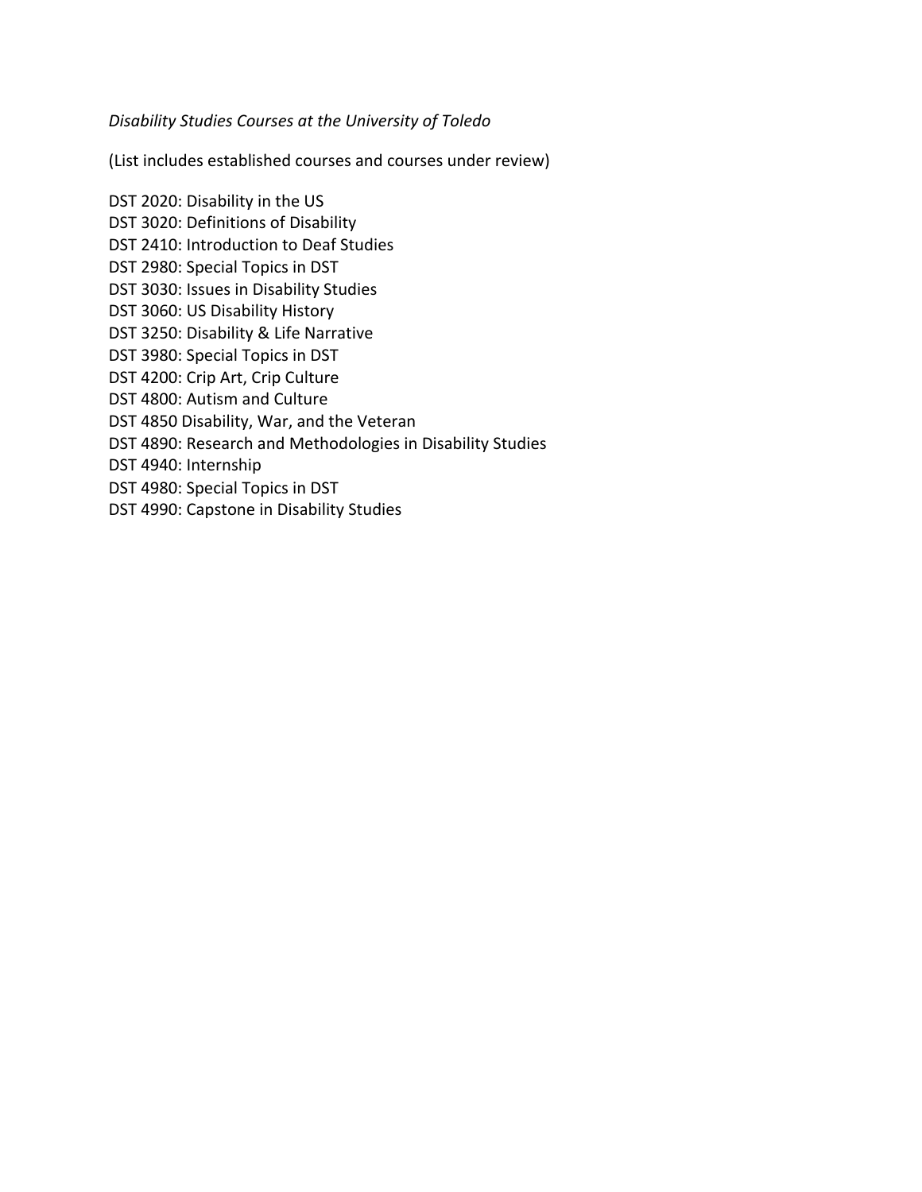*Disability Studies Courses at the University of Toledo*

(List includes established courses and courses under review)

DST 2020: Disability in the US
DST 3020: Definitions of Disability
DST 2410: Introduction to Deaf Studies
DST 2980: Special Topics in DST
DST 3030: Issues in Disability Studies
DST 3060: US Disability History
DST 3250: Disability & Life Narrative
DST 3980: Special Topics in DST
DST 4200: Crip Art, Crip Culture
DST 4800: Autism and Culture
DST 4850 Disability, War, and the Veteran
DST 4890: Research and Methodologies in Disability Studies
DST 4940: Internship
DST 4980: Special Topics in DST
DST 4990: Capstone in Disability Studies